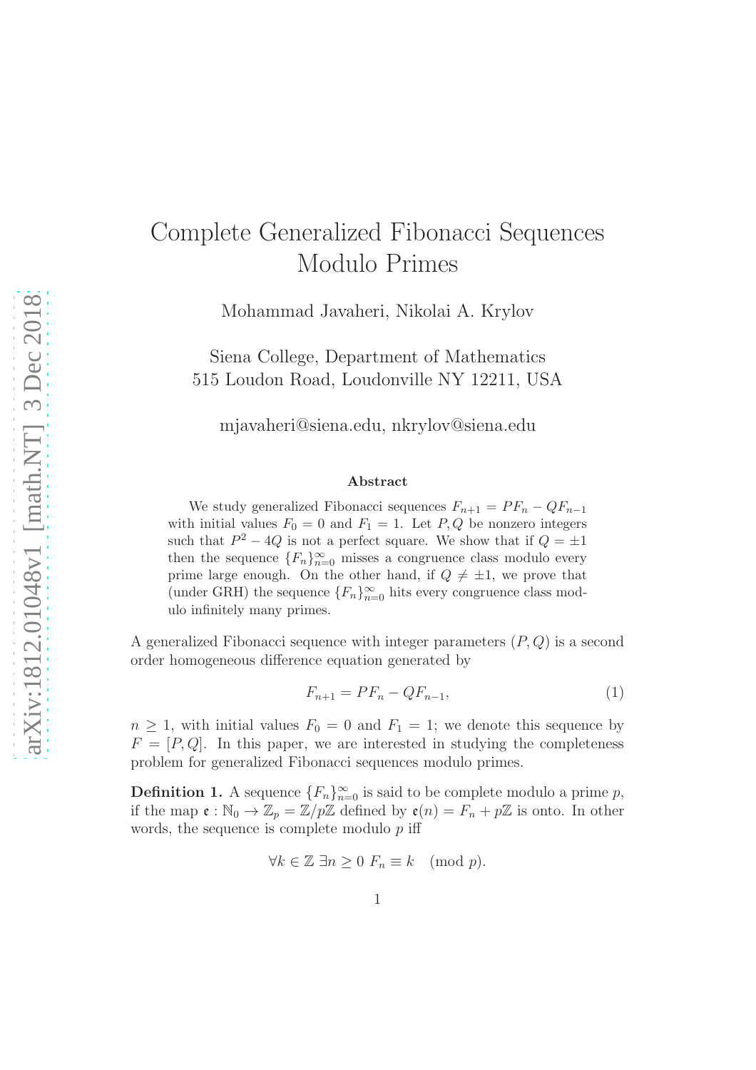# Complete Generalized Fibonacci Sequences Modulo Primes

Mohammad Javaheri, Nikolai A. Krylov

Siena College, Department of Mathematics
515 Loudon Road, Loudonville NY 12211, USA

mjavaheri@siena.edu, nkrylov@siena.edu

### Abstract

We study generalized Fibonacci sequences $F_{n+1} = PF_n - QF_{n-1}$ with initial values $F_0 = 0$ and $F_1 = 1$. Let $P, Q$ be nonzero integers such that $P^2 - 4Q$ is not a perfect square. We show that if $Q = \pm 1$ then the sequence $\{F_n\}_{n=0}^{\infty}$ misses a congruence class modulo every prime large enough. On the other hand, if $Q \neq \pm 1$, we prove that (under GRH) the sequence $\{F_n\}_{n=0}^{\infty}$ hits every congruence class modulo infinitely many primes.

A generalized Fibonacci sequence with integer parameters $(P, Q)$ is a second order homogeneous difference equation generated by

$$F_{n+1} = PF_n - QF_{n-1}, \tag{1}$$

$n \geq 1$, with initial values $F_0 = 0$ and $F_1 = 1$; we denote this sequence by $F = [P, Q]$. In this paper, we are interested in studying the completeness problem for generalized Fibonacci sequences modulo primes.

**Definition 1.** A sequence $\{F_n\}_{n=0}^{\infty}$ is said to be complete modulo a prime $p$, if the map $\mathfrak{e} : \mathbb{N}_0 \to \mathbb{Z}_p = \mathbb{Z}/p\mathbb{Z}$ defined by $\mathfrak{e}(n) = F_n + p\mathbb{Z}$ is onto. In other words, the sequence is complete modulo $p$ iff

$$\forall k \in \mathbb{Z}\ \exists n \geq 0\ F_n \equiv k \pmod{p}.$$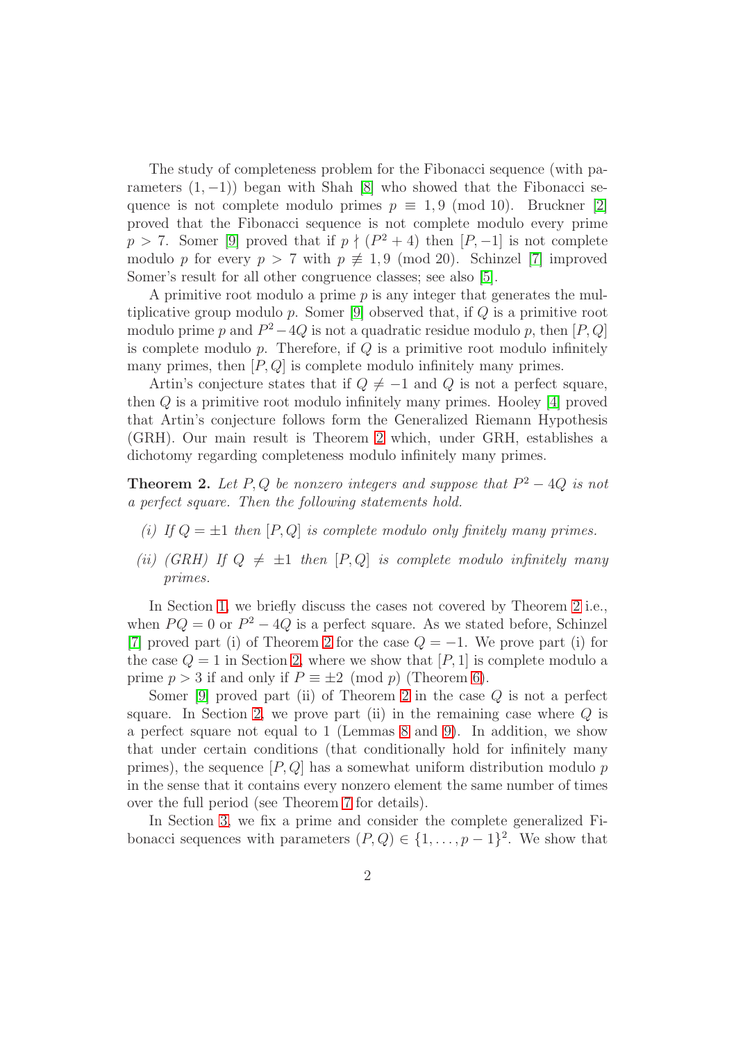The study of completeness problem for the Fibonacci sequence (with parameters $(1, -1)$) began with Shah [8] who showed that the Fibonacci sequence is not complete modulo primes $p \equiv 1, 9 \pmod{10}$. Bruckner [2] proved that the Fibonacci sequence is not complete modulo every prime $p > 7$. Somer [9] proved that if $p \nmid (P^2 + 4)$ then $[P, -1]$ is not complete modulo $p$ for every $p > 7$ with $p \not\equiv 1, 9 \pmod{20}$. Schinzel [7] improved Somer's result for all other congruence classes; see also [5].

A primitive root modulo a prime $p$ is any integer that generates the multiplicative group modulo $p$. Somer [9] observed that, if $Q$ is a primitive root modulo prime $p$ and $P^2 - 4Q$ is not a quadratic residue modulo $p$, then $[P, Q]$ is complete modulo $p$. Therefore, if $Q$ is a primitive root modulo infinitely many primes, then $[P, Q]$ is complete modulo infinitely many primes.

Artin's conjecture states that if $Q \neq -1$ and $Q$ is not a perfect square, then $Q$ is a primitive root modulo infinitely many primes. Hooley [4] proved that Artin's conjecture follows form the Generalized Riemann Hypothesis (GRH). Our main result is Theorem 2 which, under GRH, establishes a dichotomy regarding completeness modulo infinitely many primes.

**Theorem 2.** *Let $P, Q$ be nonzero integers and suppose that $P^2 - 4Q$ is not a perfect square. Then the following statements hold.*

*(i) If $Q = \pm 1$ then $[P, Q]$ is complete modulo only finitely many primes.*

*(ii) (GRH) If $Q \neq \pm 1$ then $[P, Q]$ is complete modulo infinitely many primes.*

In Section 1, we briefly discuss the cases not covered by Theorem 2 i.e., when $PQ = 0$ or $P^2 - 4Q$ is a perfect square. As we stated before, Schinzel [7] proved part (i) of Theorem 2 for the case $Q = -1$. We prove part (i) for the case $Q = 1$ in Section 2, where we show that $[P, 1]$ is complete modulo a prime $p > 3$ if and only if $P \equiv \pm 2 \pmod{p}$ (Theorem 6).

Somer [9] proved part (ii) of Theorem 2 in the case $Q$ is not a perfect square. In Section 2, we prove part (ii) in the remaining case where $Q$ is a perfect square not equal to 1 (Lemmas 8 and 9). In addition, we show that under certain conditions (that conditionally hold for infinitely many primes), the sequence $[P, Q]$ has a somewhat uniform distribution modulo $p$ in the sense that it contains every nonzero element the same number of times over the full period (see Theorem 7 for details).

In Section 3, we fix a prime and consider the complete generalized Fibonacci sequences with parameters $(P, Q) \in \{1, \ldots, p - 1\}^2$. We show that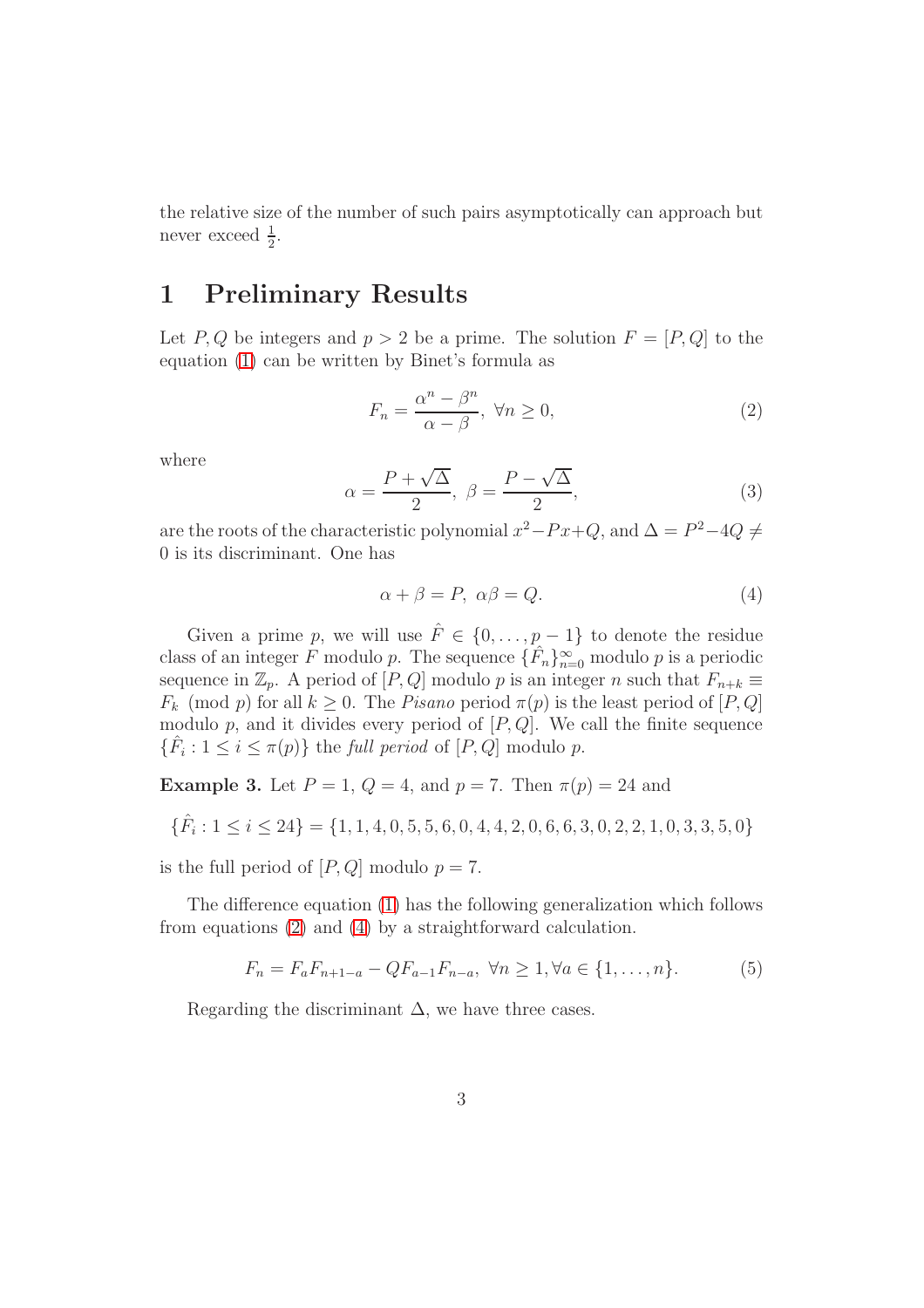the relative size of the number of such pairs asymptotically can approach but never exceed $\frac{1}{2}$.

# 1 Preliminary Results

Let $P, Q$ be integers and $p > 2$ be a prime. The solution $F = [P, Q]$ to the equation (1) can be written by Binet's formula as

$$F_n = \frac{\alpha^n - \beta^n}{\alpha - \beta}, \ \forall n \geq 0, \tag{2}$$

where

$$\alpha = \frac{P + \sqrt{\Delta}}{2}, \ \beta = \frac{P - \sqrt{\Delta}}{2}, \tag{3}$$

are the roots of the characteristic polynomial $x^2 - Px + Q$, and $\Delta = P^2 - 4Q \neq 0$ is its discriminant. One has

$$\alpha + \beta = P, \ \alpha\beta = Q. \tag{4}$$

Given a prime $p$, we will use $\hat{F} \in \{0, \ldots, p-1\}$ to denote the residue class of an integer $F$ modulo $p$. The sequence $\{\hat{F}_n\}_{n=0}^{\infty}$ modulo $p$ is a periodic sequence in $\mathbb{Z}_p$. A period of $[P, Q]$ modulo $p$ is an integer $n$ such that $F_{n+k} \equiv F_k \pmod{p}$ for all $k \geq 0$. The *Pisano* period $\pi(p)$ is the least period of $[P, Q]$ modulo $p$, and it divides every period of $[P, Q]$. We call the finite sequence $\{\hat{F}_i : 1 \leq i \leq \pi(p)\}$ the *full period* of $[P, Q]$ modulo $p$.

**Example 3.** Let $P = 1$, $Q = 4$, and $p = 7$. Then $\pi(p) = 24$ and

$$\{\hat{F}_i : 1 \leq i \leq 24\} = \{1, 1, 4, 0, 5, 5, 6, 0, 4, 4, 2, 0, 6, 6, 3, 0, 2, 2, 1, 0, 3, 3, 5, 0\}$$

is the full period of $[P, Q]$ modulo $p = 7$.

The difference equation (1) has the following generalization which follows from equations (2) and (4) by a straightforward calculation.

$$F_n = F_a F_{n+1-a} - Q F_{a-1} F_{n-a}, \ \forall n \geq 1, \forall a \in \{1, \ldots, n\}. \tag{5}$$

Regarding the discriminant $\Delta$, we have three cases.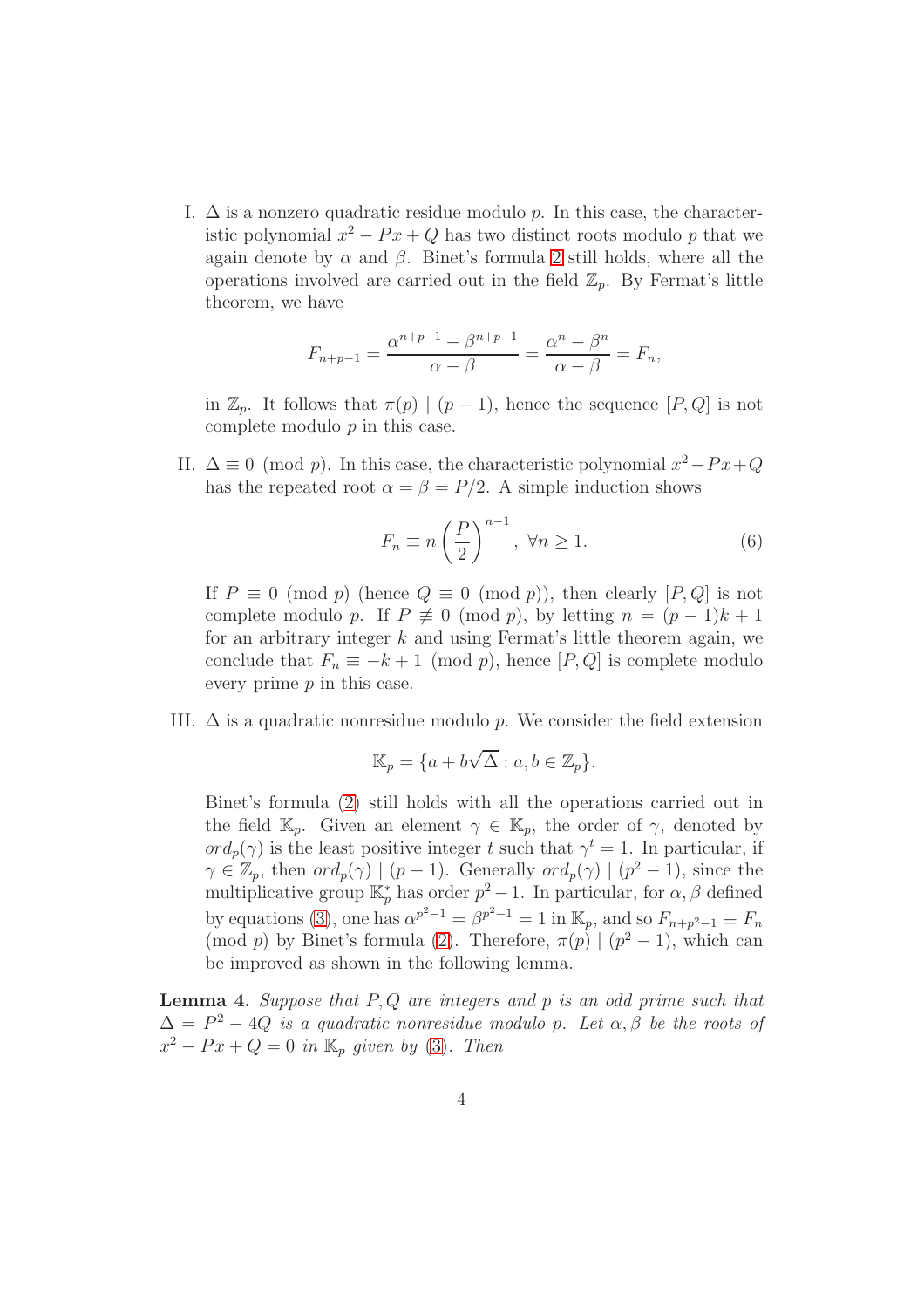I. $\Delta$ is a nonzero quadratic residue modulo $p$. In this case, the characteristic polynomial $x^2 - Px + Q$ has two distinct roots modulo $p$ that we again denote by $\alpha$ and $\beta$. Binet's formula 2 still holds, where all the operations involved are carried out in the field $\mathbb{Z}_p$. By Fermat's little theorem, we have

$$F_{n+p-1} = \frac{\alpha^{n+p-1} - \beta^{n+p-1}}{\alpha - \beta} = \frac{\alpha^n - \beta^n}{\alpha - \beta} = F_n,$$

in $\mathbb{Z}_p$. It follows that $\pi(p) \mid (p-1)$, hence the sequence $[P, Q]$ is not complete modulo $p$ in this case.

II. $\Delta \equiv 0 \pmod{p}$. In this case, the characteristic polynomial $x^2 - Px + Q$ has the repeated root $\alpha = \beta = P/2$. A simple induction shows

$$F_n \equiv n \left(\frac{P}{2}\right)^{n-1}, \ \forall n \geq 1. \tag{6}$$

If $P \equiv 0 \pmod{p}$ (hence $Q \equiv 0 \pmod{p}$), then clearly $[P, Q]$ is not complete modulo $p$. If $P \not\equiv 0 \pmod{p}$, by letting $n = (p-1)k + 1$ for an arbitrary integer $k$ and using Fermat's little theorem again, we conclude that $F_n \equiv -k + 1 \pmod{p}$, hence $[P, Q]$ is complete modulo every prime $p$ in this case.

III. $\Delta$ is a quadratic nonresidue modulo $p$. We consider the field extension

$$\mathbb{K}_p = \{a + b\sqrt{\Delta} : a, b \in \mathbb{Z}_p\}.$$

Binet's formula (2) still holds with all the operations carried out in the field $\mathbb{K}_p$. Given an element $\gamma \in \mathbb{K}_p$, the order of $\gamma$, denoted by $ord_p(\gamma)$ is the least positive integer $t$ such that $\gamma^t = 1$. In particular, if $\gamma \in \mathbb{Z}_p$, then $ord_p(\gamma) \mid (p-1)$. Generally $ord_p(\gamma) \mid (p^2 - 1)$, since the multiplicative group $\mathbb{K}_p^*$ has order $p^2 - 1$. In particular, for $\alpha, \beta$ defined by equations (3), one has $\alpha^{p^2-1} = \beta^{p^2-1} = 1$ in $\mathbb{K}_p$, and so $F_{n+p^2-1} \equiv F_n \pmod{p}$ by Binet's formula (2). Therefore, $\pi(p) \mid (p^2 - 1)$, which can be improved as shown in the following lemma.

**Lemma 4.** *Suppose that $P, Q$ are integers and $p$ is an odd prime such that $\Delta = P^2 - 4Q$ is a quadratic nonresidue modulo $p$. Let $\alpha, \beta$ be the roots of $x^2 - Px + Q = 0$ in $\mathbb{K}_p$ given by (3). Then*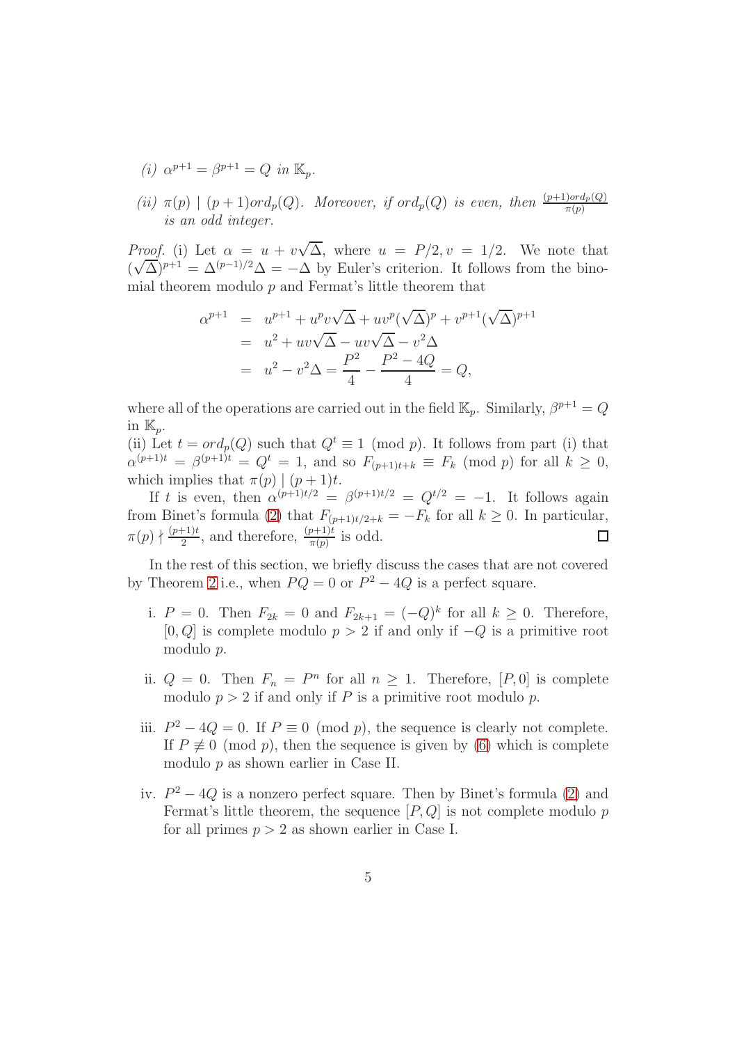*(i)* $\alpha^{p+1} = \beta^{p+1} = Q$ *in* $\mathbb{K}_p$.

*(ii)* $\pi(p) \mid (p+1)ord_p(Q)$. *Moreover, if* $ord_p(Q)$ *is even, then* $\frac{(p+1)ord_p(Q)}{\pi(p)}$ *is an odd integer.*

*Proof.* (i) Let $\alpha = u + v\sqrt{\Delta}$, where $u = P/2, v = 1/2$. We note that $(\sqrt{\Delta})^{p+1} = \Delta^{(p-1)/2}\Delta = -\Delta$ by Euler's criterion. It follows from the binomial theorem modulo $p$ and Fermat's little theorem that

$$
\begin{aligned}
\alpha^{p+1} &= u^{p+1} + u^p v\sqrt{\Delta} + uv^p(\sqrt{\Delta})^p + v^{p+1}(\sqrt{\Delta})^{p+1} \\
&= u^2 + uv\sqrt{\Delta} - uv\sqrt{\Delta} - v^2\Delta \\
&= u^2 - v^2\Delta = \frac{P^2}{4} - \frac{P^2-4Q}{4} = Q,
\end{aligned}
$$

where all of the operations are carried out in the field $\mathbb{K}_p$. Similarly, $\beta^{p+1} = Q$ in $\mathbb{K}_p$.

(ii) Let $t = ord_p(Q)$ such that $Q^t \equiv 1 \pmod p$. It follows from part (i) that $\alpha^{(p+1)t} = \beta^{(p+1)t} = Q^t = 1$, and so $F_{(p+1)t+k} \equiv F_k \pmod p$ for all $k \geq 0$, which implies that $\pi(p) \mid (p+1)t$.

If $t$ is even, then $\alpha^{(p+1)t/2} = \beta^{(p+1)t/2} = Q^{t/2} = -1$. It follows again from Binet's formula (2) that $F_{(p+1)t/2+k} = -F_k$ for all $k \geq 0$. In particular, $\pi(p) \nmid \frac{(p+1)t}{2}$, and therefore, $\frac{(p+1)t}{\pi(p)}$ is odd. ◻

In the rest of this section, we briefly discuss the cases that are not covered by Theorem 2 i.e., when $PQ = 0$ or $P^2 - 4Q$ is a perfect square.

i. $P = 0$. Then $F_{2k} = 0$ and $F_{2k+1} = (-Q)^k$ for all $k \geq 0$. Therefore, $[0, Q]$ is complete modulo $p > 2$ if and only if $-Q$ is a primitive root modulo $p$.

ii. $Q = 0$. Then $F_n = P^n$ for all $n \geq 1$. Therefore, $[P, 0]$ is complete modulo $p > 2$ if and only if $P$ is a primitive root modulo $p$.

iii. $P^2 - 4Q = 0$. If $P \equiv 0 \pmod p$, the sequence is clearly not complete. If $P \not\equiv 0 \pmod p$, then the sequence is given by (6) which is complete modulo $p$ as shown earlier in Case II.

iv. $P^2 - 4Q$ is a nonzero perfect square. Then by Binet's formula (2) and Fermat's little theorem, the sequence $[P, Q]$ is not complete modulo $p$ for all primes $p > 2$ as shown earlier in Case I.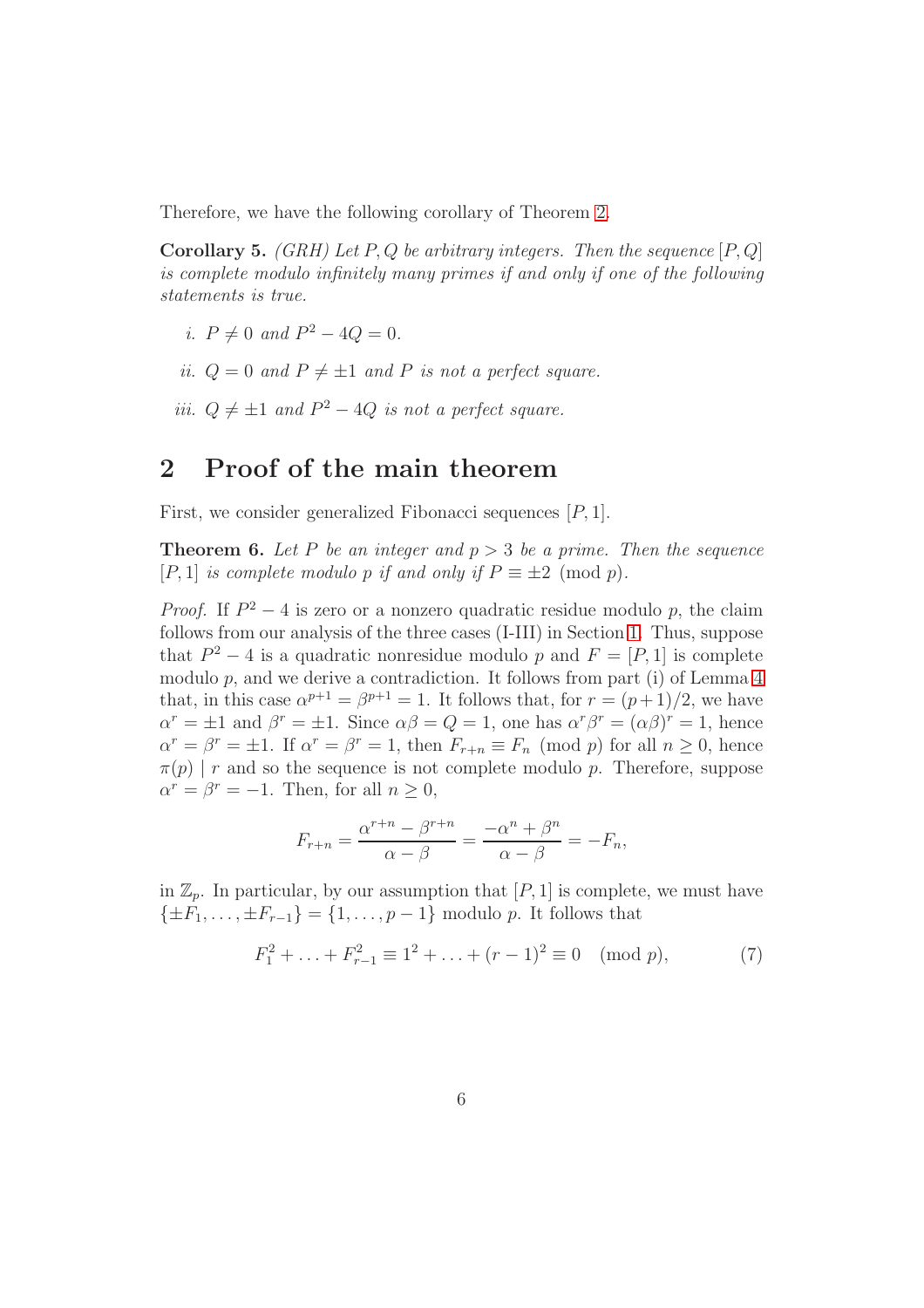Therefore, we have the following corollary of Theorem 2.

**Corollary 5.** *(GRH) Let $P, Q$ be arbitrary integers. Then the sequence $[P, Q]$ is complete modulo infinitely many primes if and only if one of the following statements is true.*

*i.* $P \neq 0$ *and* $P^2 - 4Q = 0$.

*ii.* $Q = 0$ *and* $P \neq \pm 1$ *and* $P$ *is not a perfect square.*

*iii.* $Q \neq \pm 1$ *and* $P^2 - 4Q$ *is not a perfect square.*

## 2 Proof of the main theorem

First, we consider generalized Fibonacci sequences $[P, 1]$.

**Theorem 6.** *Let $P$ be an integer and $p > 3$ be a prime. Then the sequence $[P, 1]$ is complete modulo $p$ if and only if $P \equiv \pm 2 \pmod{p}$.*

*Proof.* If $P^2 - 4$ is zero or a nonzero quadratic residue modulo $p$, the claim follows from our analysis of the three cases (I-III) in Section 1. Thus, suppose that $P^2 - 4$ is a quadratic nonresidue modulo $p$ and $F = [P, 1]$ is complete modulo $p$, and we derive a contradiction. It follows from part (i) of Lemma 4 that, in this case $\alpha^{p+1} = \beta^{p+1} = 1$. It follows that, for $r = (p+1)/2$, we have $\alpha^r = \pm 1$ and $\beta^r = \pm 1$. Since $\alpha\beta = Q = 1$, one has $\alpha^r \beta^r = (\alpha\beta)^r = 1$, hence $\alpha^r = \beta^r = \pm 1$. If $\alpha^r = \beta^r = 1$, then $F_{r+n} \equiv F_n \pmod{p}$ for all $n \geq 0$, hence $\pi(p) \mid r$ and so the sequence is not complete modulo $p$. Therefore, suppose $\alpha^r = \beta^r = -1$. Then, for all $n \geq 0$,

$$F_{r+n} = \frac{\alpha^{r+n} - \beta^{r+n}}{\alpha - \beta} = \frac{-\alpha^n + \beta^n}{\alpha - \beta} = -F_n,$$

in $\mathbb{Z}_p$. In particular, by our assumption that $[P, 1]$ is complete, we must have $\{\pm F_1, \ldots, \pm F_{r-1}\} = \{1, \ldots, p-1\}$ modulo $p$. It follows that

$$F_1^2 + \ldots + F_{r-1}^2 \equiv 1^2 + \ldots + (r-1)^2 \equiv 0 \pmod{p}, \tag{7}$$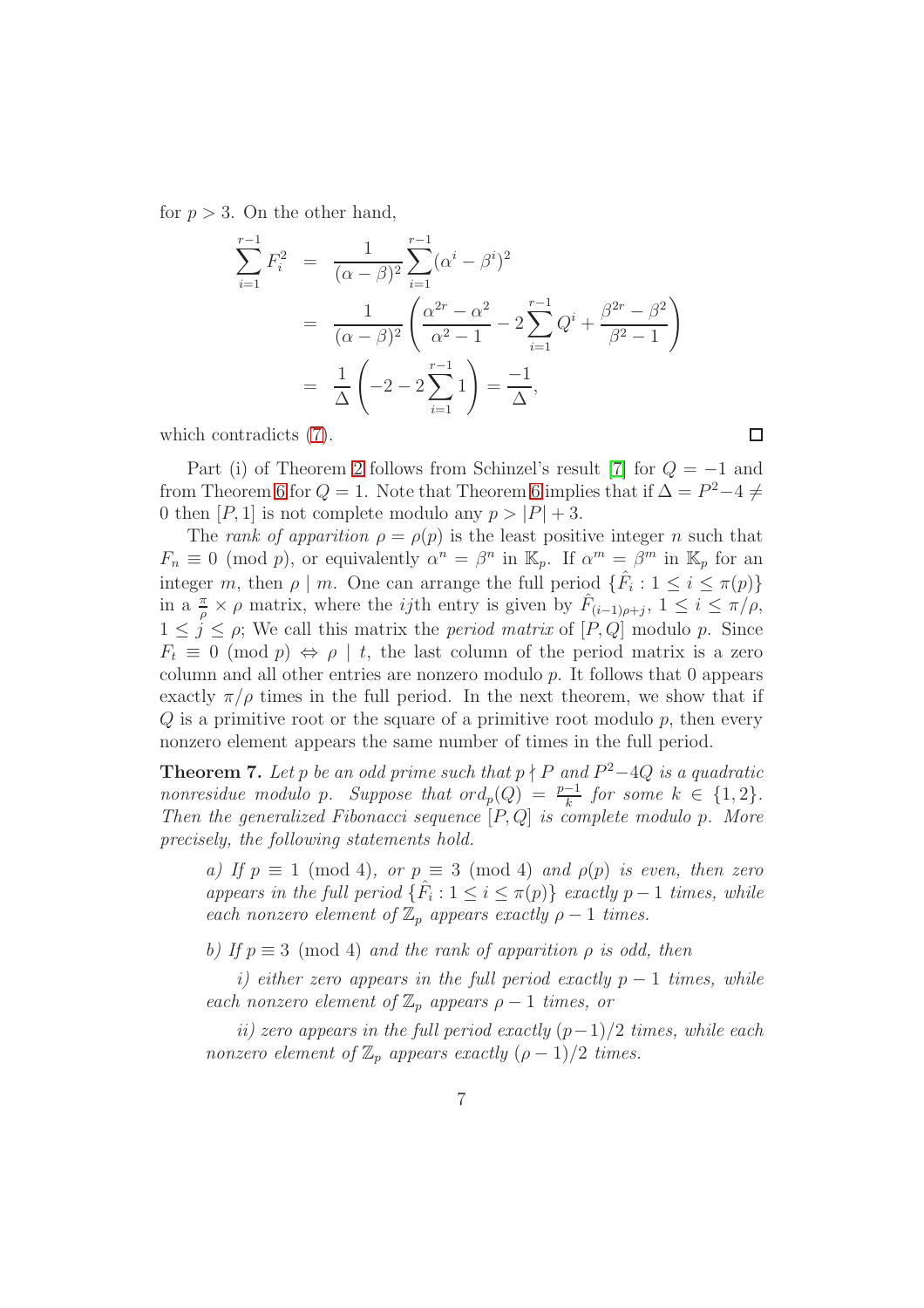for $p > 3$. On the other hand,

$$
\begin{aligned}
\sum_{i=1}^{r-1} F_i^2 &= \frac{1}{(\alpha-\beta)^2} \sum_{i=1}^{r-1} (\alpha^i - \beta^i)^2 \\
&= \frac{1}{(\alpha-\beta)^2} \left( \frac{\alpha^{2r} - \alpha^2}{\alpha^2 - 1} - 2\sum_{i=1}^{r-1} Q^i + \frac{\beta^{2r} - \beta^2}{\beta^2 - 1} \right) \\
&= \frac{1}{\Delta} \left( -2 - 2\sum_{i=1}^{r-1} 1 \right) = \frac{-1}{\Delta},
\end{aligned}
$$

which contradicts (7). $\square$

Part (i) of Theorem 2 follows from Schinzel's result [7] for $Q = -1$ and from Theorem 6 for $Q = 1$. Note that Theorem 6 implies that if $\Delta = P^2 - 4 \neq 0$ then $[P, 1]$ is not complete modulo any $p > |P| + 3$.

The *rank of apparition* $\rho = \rho(p)$ is the least positive integer $n$ such that $F_n \equiv 0 \pmod p$, or equivalently $\alpha^n = \beta^n$ in $\mathbb{K}_p$. If $\alpha^m = \beta^m$ in $\mathbb{K}_p$ for an integer $m$, then $\rho \mid m$. One can arrange the full period $\{\hat{F}_i : 1 \leq i \leq \pi(p)\}$ in a $\frac{\pi}{\rho} \times \rho$ matrix, where the $ij$th entry is given by $\hat{F}_{(i-1)\rho+j}$, $1 \leq i \leq \pi/\rho$, $1 \leq j \leq \rho$; We call this matrix the *period matrix* of $[P, Q]$ modulo $p$. Since $F_t \equiv 0 \pmod p \Leftrightarrow \rho \mid t$, the last column of the period matrix is a zero column and all other entries are nonzero modulo $p$. It follows that 0 appears exactly $\pi/\rho$ times in the full period. In the next theorem, we show that if $Q$ is a primitive root or the square of a primitive root modulo $p$, then every nonzero element appears the same number of times in the full period.

**Theorem 7.** *Let $p$ be an odd prime such that $p \nmid P$ and $P^2 - 4Q$ is a quadratic nonresidue modulo $p$. Suppose that $ord_p(Q) = \frac{p-1}{k}$ for some $k \in \{1, 2\}$. Then the generalized Fibonacci sequence $[P, Q]$ is complete modulo $p$. More precisely, the following statements hold.*

*a) If $p \equiv 1 \pmod 4$, or $p \equiv 3 \pmod 4$ and $\rho(p)$ is even, then zero appears in the full period $\{\hat{F}_i : 1 \leq i \leq \pi(p)\}$ exactly $p - 1$ times, while each nonzero element of $\mathbb{Z}_p$ appears exactly $\rho - 1$ times.*

*b) If $p \equiv 3 \pmod 4$ and the rank of apparition $\rho$ is odd, then*

*i) either zero appears in the full period exactly $p - 1$ times, while each nonzero element of $\mathbb{Z}_p$ appears $\rho - 1$ times, or*

*ii) zero appears in the full period exactly $(p-1)/2$ times, while each nonzero element of $\mathbb{Z}_p$ appears exactly $(\rho - 1)/2$ times.*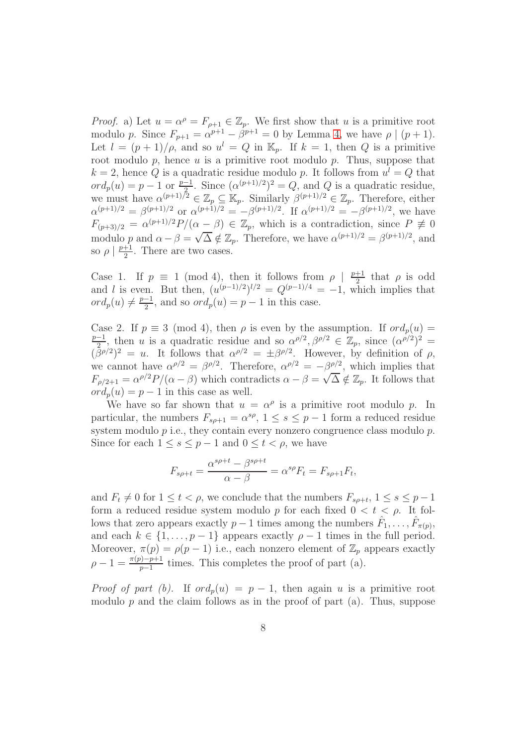*Proof.* a) Let $u = \alpha^\rho = F_{\rho+1} \in \mathbb{Z}_p$. We first show that $u$ is a primitive root modulo $p$. Since $F_{p+1} = \alpha^{p+1} - \beta^{p+1} = 0$ by Lemma 4, we have $\rho \mid (p+1)$. Let $l = (p+1)/\rho$, and so $u^l = Q$ in $\mathbb{K}_p$. If $k = 1$, then $Q$ is a primitive root modulo $p$, hence $u$ is a primitive root modulo $p$. Thus, suppose that $k = 2$, hence $Q$ is a quadratic residue modulo $p$. It follows from $u^l = Q$ that $ord_p(u) = p-1$ or $\frac{p-1}{2}$. Since $(\alpha^{(p+1)/2})^2 = Q$, and $Q$ is a quadratic residue, we must have $\alpha^{(p+1)/2} \in \mathbb{Z}_p \subseteq \mathbb{K}_p$. Similarly $\beta^{(p+1)/2} \in \mathbb{Z}_p$. Therefore, either $\alpha^{(p+1)/2} = \beta^{(p+1)/2}$ or $\alpha^{(p+1)/2} = -\beta^{(p+1)/2}$. If $\alpha^{(p+1)/2} = -\beta^{(p+1)/2}$, we have $F_{(p+3)/2} = \alpha^{(p+1)/2}P/(\alpha - \beta) \in \mathbb{Z}_p$, which is a contradiction, since $P \not\equiv 0$ modulo $p$ and $\alpha - \beta = \sqrt{\Delta} \notin \mathbb{Z}_p$. Therefore, we have $\alpha^{(p+1)/2} = \beta^{(p+1)/2}$, and so $\rho \mid \frac{p+1}{2}$. There are two cases.

Case 1. If $p \equiv 1 \pmod 4$, then it follows from $\rho \mid \frac{p+1}{2}$ that $\rho$ is odd and $l$ is even. But then, $(u^{(p-1)/2})^{l/2} = Q^{(p-1)/4} = -1$, which implies that $ord_p(u) \neq \frac{p-1}{2}$, and so $ord_p(u) = p-1$ in this case.

Case 2. If $p \equiv 3 \pmod 4$, then $\rho$ is even by the assumption. If $ord_p(u) = \frac{p-1}{2}$, then $u$ is a quadratic residue and so $\alpha^{\rho/2}, \beta^{\rho/2} \in \mathbb{Z}_p$, since $(\alpha^{\rho/2})^2 = (\beta^{\rho/2})^2 = u$. It follows that $\alpha^{\rho/2} = \pm\beta^{\rho/2}$. However, by definition of $\rho$, we cannot have $\alpha^{\rho/2} = \beta^{\rho/2}$. Therefore, $\alpha^{\rho/2} = -\beta^{\rho/2}$, which implies that $F_{\rho/2+1} = \alpha^{\rho/2}P/(\alpha - \beta)$ which contradicts $\alpha - \beta = \sqrt{\Delta} \notin \mathbb{Z}_p$. It follows that $ord_p(u) = p-1$ in this case as well.

We have so far shown that $u = \alpha^\rho$ is a primitive root modulo $p$. In particular, the numbers $F_{s\rho+1} = \alpha^{s\rho}$, $1 \le s \le p-1$ form a reduced residue system modulo $p$ i.e., they contain every nonzero congruence class modulo $p$. Since for each $1 \le s \le p-1$ and $0 \le t < \rho$, we have

$$F_{s\rho+t} = \frac{\alpha^{s\rho+t} - \beta^{s\rho+t}}{\alpha - \beta} = \alpha^{s\rho}F_t = F_{s\rho+1}F_t,$$

and $F_t \neq 0$ for $1 \le t < \rho$, we conclude that the numbers $F_{s\rho+t}$, $1 \le s \le p-1$ form a reduced residue system modulo $p$ for each fixed $0 < t < \rho$. It follows that zero appears exactly $p-1$ times among the numbers $\hat{F}_1, \ldots, \hat{F}_{\pi(p)}$, and each $k \in \{1, \ldots, p-1\}$ appears exactly $\rho - 1$ times in the full period. Moreover, $\pi(p) = \rho(p-1)$ i.e., each nonzero element of $\mathbb{Z}_p$ appears exactly $\rho - 1 = \frac{\pi(p)-p+1}{p-1}$ times. This completes the proof of part (a).

*Proof of part (b).* If $ord_p(u) = p-1$, then again $u$ is a primitive root modulo $p$ and the claim follows as in the proof of part (a). Thus, suppose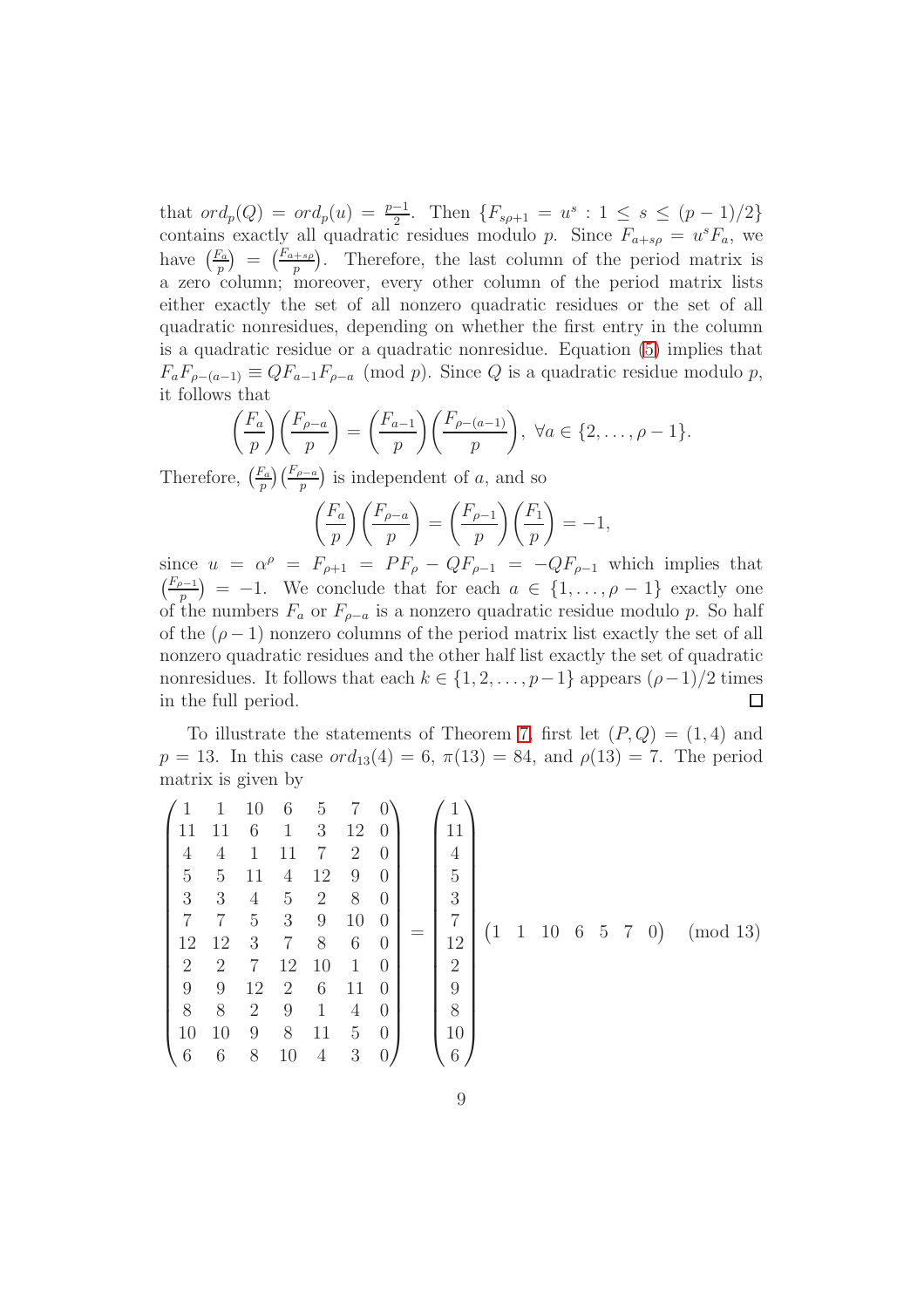that $ord_p(Q) = ord_p(u) = \frac{p-1}{2}$. Then $\{F_{s\rho+1} = u^s : 1 \le s \le (p-1)/2\}$ contains exactly all quadratic residues modulo $p$. Since $F_{a+s\rho} = u^s F_a$, we have $\left(\frac{F_a}{p}\right) = \left(\frac{F_{a+s\rho}}{p}\right)$. Therefore, the last column of the period matrix is a zero column; moreover, every other column of the period matrix lists either exactly the set of all nonzero quadratic residues or the set of all quadratic nonresidues, depending on whether the first entry in the column is a quadratic residue or a quadratic nonresidue. Equation (5) implies that $F_a F_{\rho-(a-1)} \equiv Q F_{a-1} F_{\rho-a} \pmod p$. Since $Q$ is a quadratic residue modulo $p$, it follows that

$$\left(\frac{F_a}{p}\right)\left(\frac{F_{\rho-a}}{p}\right) = \left(\frac{F_{a-1}}{p}\right)\left(\frac{F_{\rho-(a-1)}}{p}\right),\ \forall a \in \{2, \ldots, \rho-1\}.$$

Therefore, $\left(\frac{F_a}{p}\right)\left(\frac{F_{\rho-a}}{p}\right)$ is independent of $a$, and so

$$\left(\frac{F_a}{p}\right)\left(\frac{F_{\rho-a}}{p}\right) = \left(\frac{F_{\rho-1}}{p}\right)\left(\frac{F_1}{p}\right) = -1,$$

since $u = \alpha^\rho = F_{\rho+1} = PF_\rho - QF_{\rho-1} = -QF_{\rho-1}$ which implies that $\left(\frac{F_{\rho-1}}{p}\right) = -1$. We conclude that for each $a \in \{1, \ldots, \rho-1\}$ exactly one of the numbers $F_a$ or $F_{\rho-a}$ is a nonzero quadratic residue modulo $p$. So half of the $(\rho-1)$ nonzero columns of the period matrix list exactly the set of all nonzero quadratic residues and the other half list exactly the set of quadratic nonresidues. It follows that each $k \in \{1, 2, \ldots, p-1\}$ appears $(\rho-1)/2$ times in the full period. $\square$

To illustrate the statements of Theorem 7, first let $(P, Q) = (1, 4)$ and $p = 13$. In this case $ord_{13}(4) = 6$, $\pi(13) = 84$, and $\rho(13) = 7$. The period matrix is given by

$$\begin{pmatrix} 1 & 1 & 10 & 6 & 5 & 7 & 0 \\ 11 & 11 & 6 & 1 & 3 & 12 & 0 \\ 4 & 4 & 1 & 11 & 7 & 2 & 0 \\ 5 & 5 & 11 & 4 & 12 & 9 & 0 \\ 3 & 3 & 4 & 5 & 2 & 8 & 0 \\ 7 & 7 & 5 & 3 & 9 & 10 & 0 \\ 12 & 12 & 3 & 7 & 8 & 6 & 0 \\ 2 & 2 & 7 & 12 & 10 & 1 & 0 \\ 9 & 9 & 12 & 2 & 6 & 11 & 0 \\ 8 & 8 & 2 & 9 & 1 & 4 & 0 \\ 10 & 10 & 9 & 8 & 11 & 5 & 0 \\ 6 & 6 & 8 & 10 & 4 & 3 & 0 \end{pmatrix} = \begin{pmatrix} 1 \\ 11 \\ 4 \\ 5 \\ 3 \\ 7 \\ 12 \\ 2 \\ 9 \\ 8 \\ 10 \\ 6 \end{pmatrix} \begin{pmatrix} 1 & 1 & 10 & 6 & 5 & 7 & 0 \end{pmatrix} \pmod{13}$$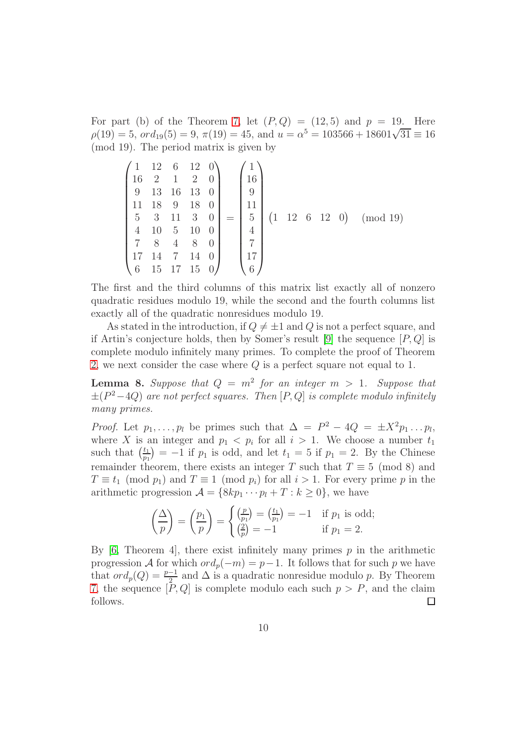For part (b) of the Theorem 7, let $(P,Q) = (12,5)$ and $p = 19$. Here $\rho(19) = 5$, $ord_{19}(5) = 9$, $\pi(19) = 45$, and $u = \alpha^5 = 103566 + 18601\sqrt{31} \equiv 16 \pmod{19}$. The period matrix is given by

$$\begin{pmatrix} 1 & 12 & 6 & 12 & 0 \\ 16 & 2 & 1 & 2 & 0 \\ 9 & 13 & 16 & 13 & 0 \\ 11 & 18 & 9 & 18 & 0 \\ 5 & 3 & 11 & 3 & 0 \\ 4 & 10 & 5 & 10 & 0 \\ 7 & 8 & 4 & 8 & 0 \\ 17 & 14 & 7 & 14 & 0 \\ 6 & 15 & 17 & 15 & 0 \end{pmatrix} = \begin{pmatrix} 1 \\ 16 \\ 9 \\ 11 \\ 5 \\ 4 \\ 7 \\ 17 \\ 6 \end{pmatrix} \begin{pmatrix} 1 & 12 & 6 & 12 & 0 \end{pmatrix} \pmod{19}$$

The first and the third columns of this matrix list exactly all of nonzero quadratic residues modulo 19, while the second and the fourth columns list exactly all of the quadratic nonresidues modulo 19.

As stated in the introduction, if $Q \neq \pm 1$ and $Q$ is not a perfect square, and if Artin's conjecture holds, then by Somer's result [9] the sequence $[P,Q]$ is complete modulo infinitely many primes. To complete the proof of Theorem 2, we next consider the case where $Q$ is a perfect square not equal to 1.

**Lemma 8.** *Suppose that $Q = m^2$ for an integer $m > 1$. Suppose that $\pm(P^2 - 4Q)$ are not perfect squares. Then $[P,Q]$ is complete modulo infinitely many primes.*

*Proof.* Let $p_1, \ldots, p_l$ be primes such that $\Delta = P^2 - 4Q = \pm X^2 p_1 \ldots p_l$, where $X$ is an integer and $p_1 < p_i$ for all $i > 1$. We choose a number $t_1$ such that $\left(\frac{t_1}{p_1}\right) = -1$ if $p_1$ is odd, and let $t_1 = 5$ if $p_1 = 2$. By the Chinese remainder theorem, there exists an integer $T$ such that $T \equiv 5 \pmod 8$ and $T \equiv t_1 \pmod{p_1}$ and $T \equiv 1 \pmod{p_i}$ for all $i > 1$. For every prime $p$ in the arithmetic progression $\mathcal{A} = \{8kp_1 \cdots p_l + T : k \geq 0\}$, we have

$$\left(\frac{\Delta}{p}\right) = \left(\frac{p_1}{p}\right) = \begin{cases} \left(\frac{p}{p_1}\right) = \left(\frac{t_1}{p_1}\right) = -1 & \text{if } p_1 \text{ is odd;} \\ \left(\frac{2}{p}\right) = -1 & \text{if } p_1 = 2. \end{cases}$$

By [6, Theorem 4], there exist infinitely many primes $p$ in the arithmetic progression $\mathcal{A}$ for which $ord_p(-m) = p-1$. It follows that for such $p$ we have that $ord_p(Q) = \frac{p-1}{2}$ and $\Delta$ is a quadratic nonresidue modulo $p$. By Theorem 7, the sequence $[P,Q]$ is complete modulo each such $p > P$, and the claim follows. $\square$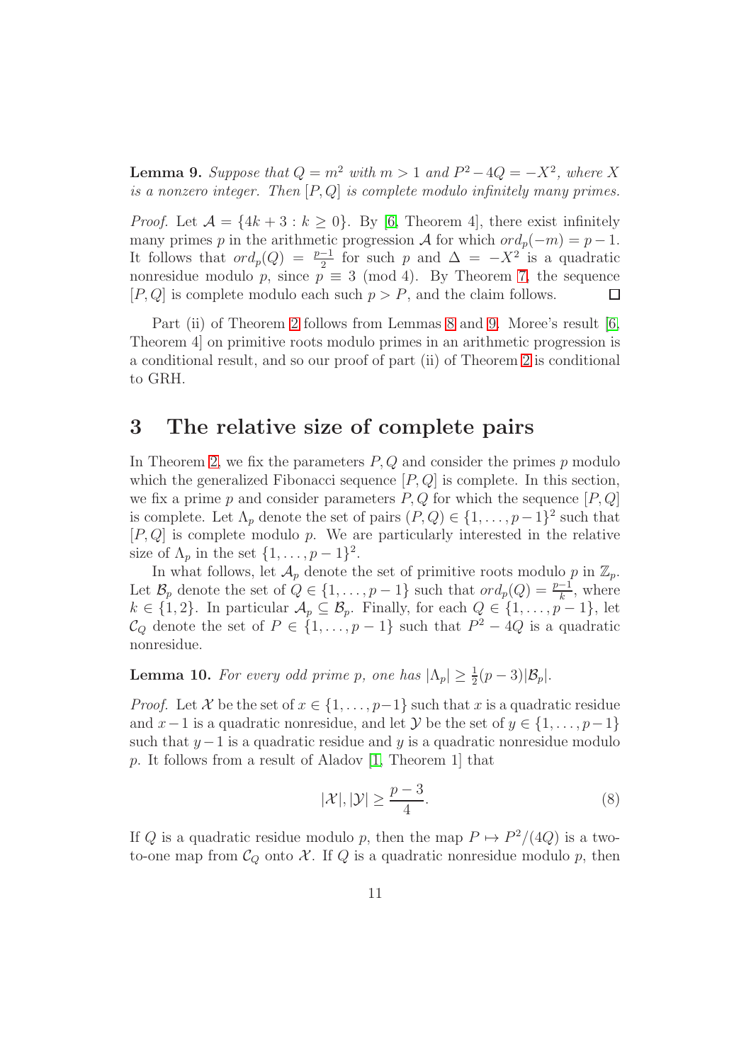**Lemma 9.** *Suppose that $Q = m^2$ with $m > 1$ and $P^2 - 4Q = -X^2$, where $X$ is a nonzero integer. Then $[P, Q]$ is complete modulo infinitely many primes.*

*Proof.* Let $\mathcal{A} = \{4k + 3 : k \geq 0\}$. By [6, Theorem 4], there exist infinitely many primes $p$ in the arithmetic progression $\mathcal{A}$ for which $ord_p(-m) = p - 1$. It follows that $ord_p(Q) = \frac{p-1}{2}$ for such $p$ and $\Delta = -X^2$ is a quadratic nonresidue modulo $p$, since $p \equiv 3 \pmod 4$. By Theorem 7, the sequence $[P, Q]$ is complete modulo each such $p > P$, and the claim follows. $\square$

Part (ii) of Theorem 2 follows from Lemmas 8 and 9. Moree's result [6, Theorem 4] on primitive roots modulo primes in an arithmetic progression is a conditional result, and so our proof of part (ii) of Theorem 2 is conditional to GRH.

# 3 The relative size of complete pairs

In Theorem 2, we fix the parameters $P, Q$ and consider the primes $p$ modulo which the generalized Fibonacci sequence $[P, Q]$ is complete. In this section, we fix a prime $p$ and consider parameters $P, Q$ for which the sequence $[P, Q]$ is complete. Let $\Lambda_p$ denote the set of pairs $(P, Q) \in \{1, \ldots, p-1\}^2$ such that $[P, Q]$ is complete modulo $p$. We are particularly interested in the relative size of $\Lambda_p$ in the set $\{1, \ldots, p-1\}^2$.

In what follows, let $\mathcal{A}_p$ denote the set of primitive roots modulo $p$ in $\mathbb{Z}_p$. Let $\mathcal{B}_p$ denote the set of $Q \in \{1, \ldots, p-1\}$ such that $ord_p(Q) = \frac{p-1}{k}$, where $k \in \{1, 2\}$. In particular $\mathcal{A}_p \subseteq \mathcal{B}_p$. Finally, for each $Q \in \{1, \ldots, p-1\}$, let $\mathcal{C}_Q$ denote the set of $P \in \{1, \ldots, p-1\}$ such that $P^2 - 4Q$ is a quadratic nonresidue.

**Lemma 10.** *For every odd prime $p$, one has $|\Lambda_p| \geq \frac{1}{2}(p-3)|\mathcal{B}_p|$.*

*Proof.* Let $\mathcal{X}$ be the set of $x \in \{1, \ldots, p-1\}$ such that $x$ is a quadratic residue and $x - 1$ is a quadratic nonresidue, and let $\mathcal{Y}$ be the set of $y \in \{1, \ldots, p-1\}$ such that $y - 1$ is a quadratic residue and $y$ is a quadratic nonresidue modulo $p$. It follows from a result of Aladov [1, Theorem 1] that

$$|\mathcal{X}|, |\mathcal{Y}| \geq \frac{p-3}{4}. \tag{8}$$

If $Q$ is a quadratic residue modulo $p$, then the map $P \mapsto P^2/(4Q)$ is a two-to-one map from $\mathcal{C}_Q$ onto $\mathcal{X}$. If $Q$ is a quadratic nonresidue modulo $p$, then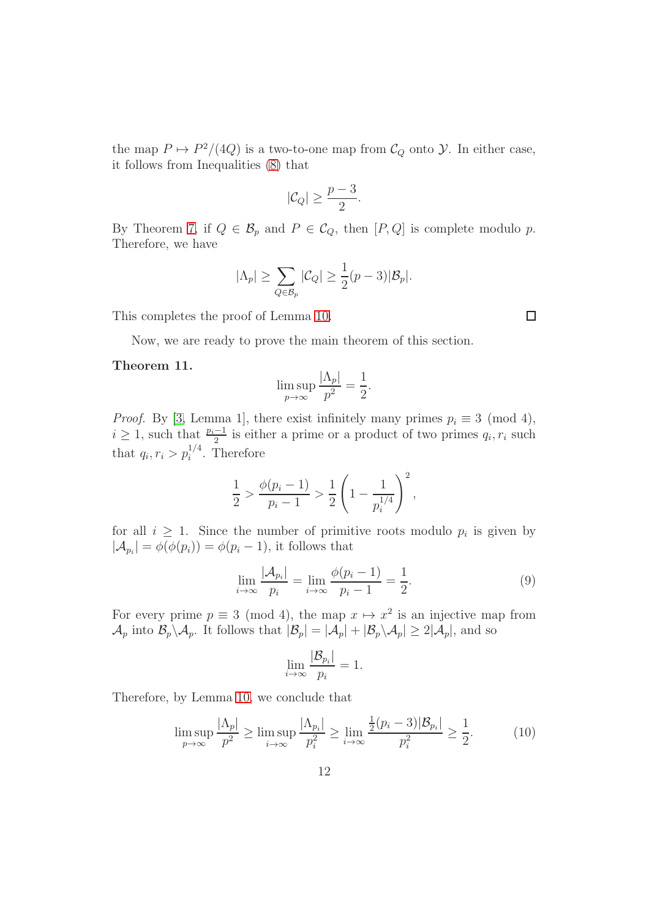the map $P \mapsto P^2/(4Q)$ is a two-to-one map from $\mathcal{C}_Q$ onto $\mathcal{Y}$. In either case, it follows from Inequalities (8) that

$$|\mathcal{C}_Q| \geq \frac{p-3}{2}.$$

By Theorem 7, if $Q \in \mathcal{B}_p$ and $P \in \mathcal{C}_Q$, then $[P, Q]$ is complete modulo $p$. Therefore, we have

$$|\Lambda_p| \geq \sum_{Q \in \mathcal{B}_p} |\mathcal{C}_Q| \geq \frac{1}{2}(p-3)|\mathcal{B}_p|.$$

This completes the proof of Lemma 10. $\square$

Now, we are ready to prove the main theorem of this section.

**Theorem 11.**

$$\limsup_{p \to \infty} \frac{|\Lambda_p|}{p^2} = \frac{1}{2}.$$

*Proof.* By [3, Lemma 1], there exist infinitely many primes $p_i \equiv 3 \pmod 4$, $i \geq 1$, such that $\frac{p_i - 1}{2}$ is either a prime or a product of two primes $q_i, r_i$ such that $q_i, r_i > p_i^{1/4}$. Therefore

$$\frac{1}{2} > \frac{\phi(p_i - 1)}{p_i - 1} > \frac{1}{2}\left(1 - \frac{1}{p_i^{1/4}}\right)^2,$$

for all $i \geq 1$. Since the number of primitive roots modulo $p_i$ is given by $|\mathcal{A}_{p_i}| = \phi(\phi(p_i)) = \phi(p_i - 1)$, it follows that

$$\lim_{i \to \infty} \frac{|\mathcal{A}_{p_i}|}{p_i} = \lim_{i \to \infty} \frac{\phi(p_i - 1)}{p_i - 1} = \frac{1}{2}. \tag{9}$$

For every prime $p \equiv 3 \pmod 4$, the map $x \mapsto x^2$ is an injective map from $\mathcal{A}_p$ into $\mathcal{B}_p \backslash \mathcal{A}_p$. It follows that $|\mathcal{B}_p| = |\mathcal{A}_p| + |\mathcal{B}_p \backslash \mathcal{A}_p| \geq 2|\mathcal{A}_p|$, and so

$$\lim_{i \to \infty} \frac{|\mathcal{B}_{p_i}|}{p_i} = 1.$$

Therefore, by Lemma 10, we conclude that

$$\limsup_{p \to \infty} \frac{|\Lambda_p|}{p^2} \geq \limsup_{i \to \infty} \frac{|\Lambda_{p_i}|}{p_i^2} \geq \lim_{i \to \infty} \frac{\frac{1}{2}(p_i - 3)|\mathcal{B}_{p_i}|}{p_i^2} \geq \frac{1}{2}. \tag{10}$$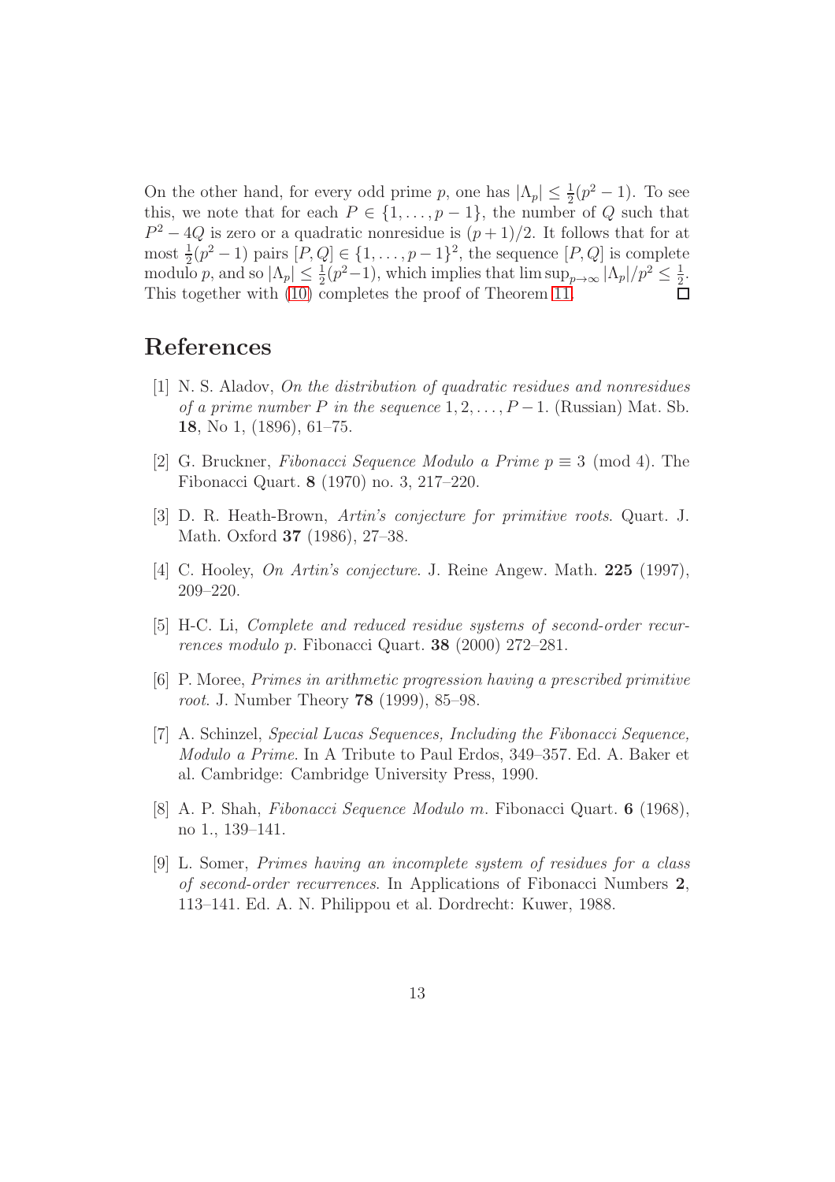On the other hand, for every odd prime $p$, one has $|\Lambda_p| \le \frac{1}{2}(p^2 - 1)$. To see this, we note that for each $P \in \{1, \dots, p-1\}$, the number of $Q$ such that $P^2 - 4Q$ is zero or a quadratic nonresidue is $(p+1)/2$. It follows that for at most $\frac{1}{2}(p^2-1)$ pairs $[P, Q] \in \{1, \dots, p-1\}^2$, the sequence $[P, Q]$ is complete modulo $p$, and so $|\Lambda_p| \le \frac{1}{2}(p^2-1)$, which implies that $\limsup_{p\to\infty} |\Lambda_p|/p^2 \le \frac{1}{2}$. This together with (10) completes the proof of Theorem 11. □

## References

[1] N. S. Aladov, *On the distribution of quadratic residues and nonresidues of a prime number P in the sequence* $1, 2, \dots, P-1$. (Russian) Mat. Sb. **18**, No 1, (1896), 61–75.

[2] G. Bruckner, *Fibonacci Sequence Modulo a Prime* $p \equiv 3 \pmod 4$. The Fibonacci Quart. **8** (1970) no. 3, 217–220.

[3] D. R. Heath-Brown, *Artin's conjecture for primitive roots*. Quart. J. Math. Oxford **37** (1986), 27–38.

[4] C. Hooley, *On Artin's conjecture*. J. Reine Angew. Math. **225** (1997), 209–220.

[5] H-C. Li, *Complete and reduced residue systems of second-order recurrences modulo p*. Fibonacci Quart. **38** (2000) 272–281.

[6] P. Moree, *Primes in arithmetic progression having a prescribed primitive root*. J. Number Theory **78** (1999), 85–98.

[7] A. Schinzel, *Special Lucas Sequences, Including the Fibonacci Sequence, Modulo a Prime*. In A Tribute to Paul Erdos, 349–357. Ed. A. Baker et al. Cambridge: Cambridge University Press, 1990.

[8] A. P. Shah, *Fibonacci Sequence Modulo m*. Fibonacci Quart. **6** (1968), no 1., 139–141.

[9] L. Somer, *Primes having an incomplete system of residues for a class of second-order recurrences*. In Applications of Fibonacci Numbers **2**, 113–141. Ed. A. N. Philippou et al. Dordrecht: Kuwer, 1988.